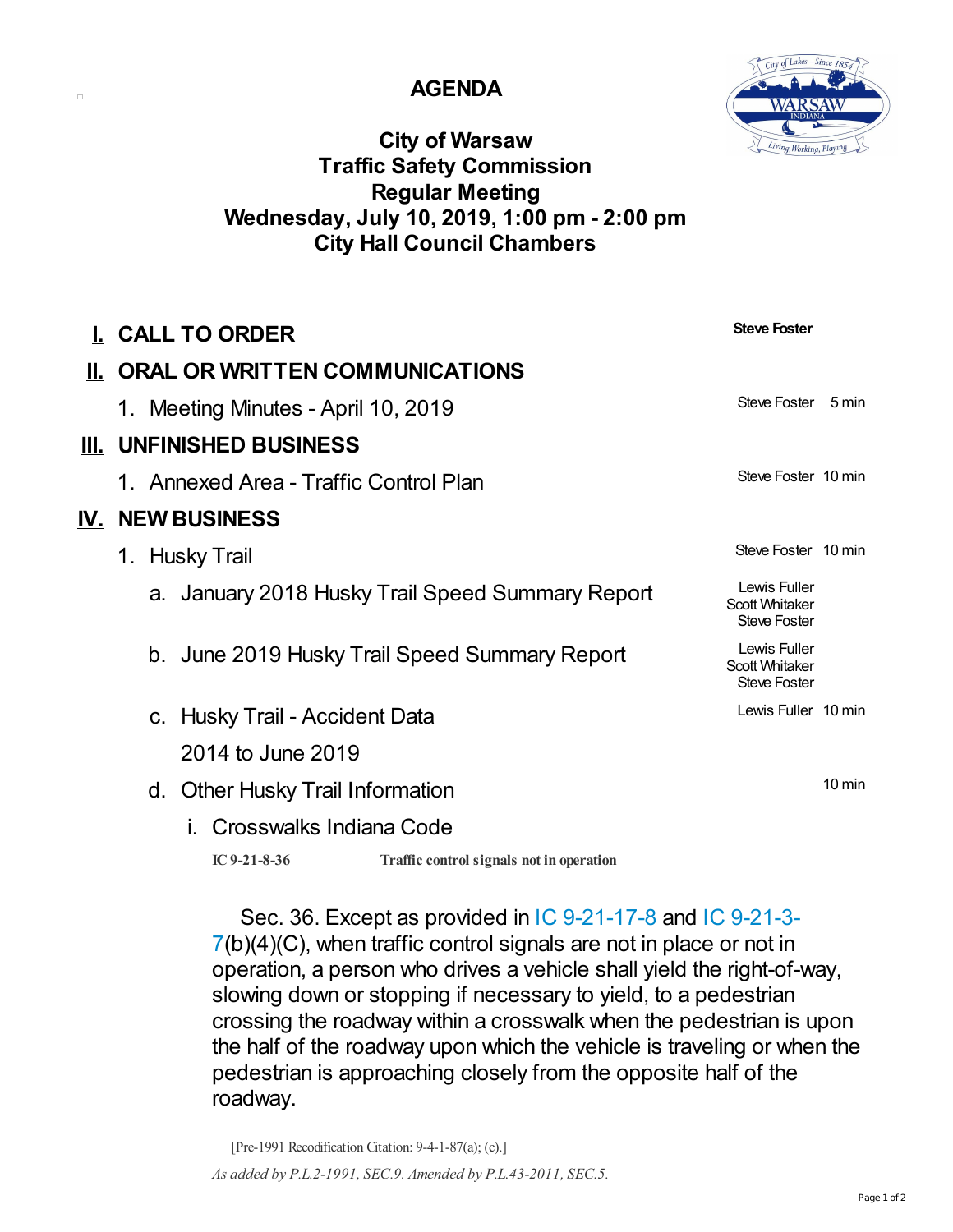# AGENDA

## City of Warsaw
## Traffic Safety Commission
## Regular Meeting
## Wednesday, July 10, 2019, 1:00 pm - 2:00 pm
## City Hall Council Chambers

| Item | Presenter | Time |
|---|---|---|
| **I. CALL TO ORDER** | **Steve Foster** | |
| **II. ORAL OR WRITTEN COMMUNICATIONS** | | |
| 1. Meeting Minutes - April 10, 2019 | Steve Foster | 5 min |
| **III. UNFINISHED BUSINESS** | | |
| 1. Annexed Area - Traffic Control Plan | Steve Foster | 10 min |
| **IV. NEW BUSINESS** | | |
| 1. Husky Trail | Steve Foster | 10 min |
| a. January 2018 Husky Trail Speed Summary Report | Lewis Fuller, Scott Whitaker, Steve Foster | |
| b. June 2019 Husky Trail Speed Summary Report | Lewis Fuller, Scott Whitaker, Steve Foster | |
| c. Husky Trail - Accident Data 2014 to June 2019 | Lewis Fuller | 10 min |
| d. Other Husky Trail Information | | 10 min |

i. Crosswalks Indiana Code

**IC 9-21-8-36** **Traffic control signals not in operation**

Sec. 36. Except as provided in IC 9-21-17-8 and IC 9-21-3-7(b)(4)(C), when traffic control signals are not in place or not in operation, a person who drives a vehicle shall yield the right-of-way, slowing down or stopping if necessary to yield, to a pedestrian crossing the roadway within a crosswalk when the pedestrian is upon the half of the roadway upon which the vehicle is traveling or when the pedestrian is approaching closely from the opposite half of the roadway.

[Pre-1991 Recodification Citation: 9-4-1-87(a); (c).]

*As added by P.L.2-1991, SEC.9. Amended by P.L.43-2011, SEC.5.*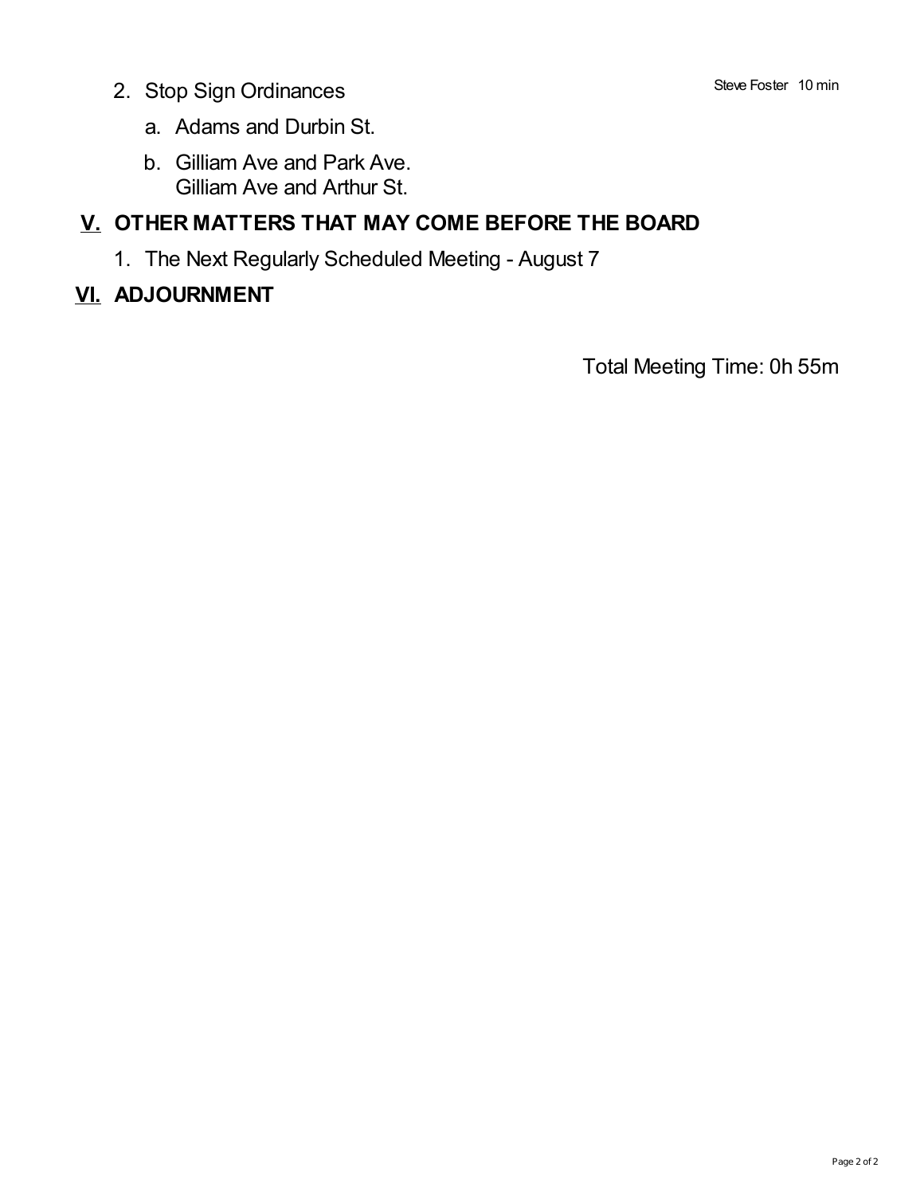2. Stop Sign Ordinances — Steve Foster 10 min
   a. Adams and Durbin St.
   b. Gilliam Ave and Park Ave.
      Gilliam Ave and Arthur St.

## V. OTHER MATTERS THAT MAY COME BEFORE THE BOARD

1. The Next Regularly Scheduled Meeting - August 7

## VI. ADJOURNMENT

Total Meeting Time: 0h 55m